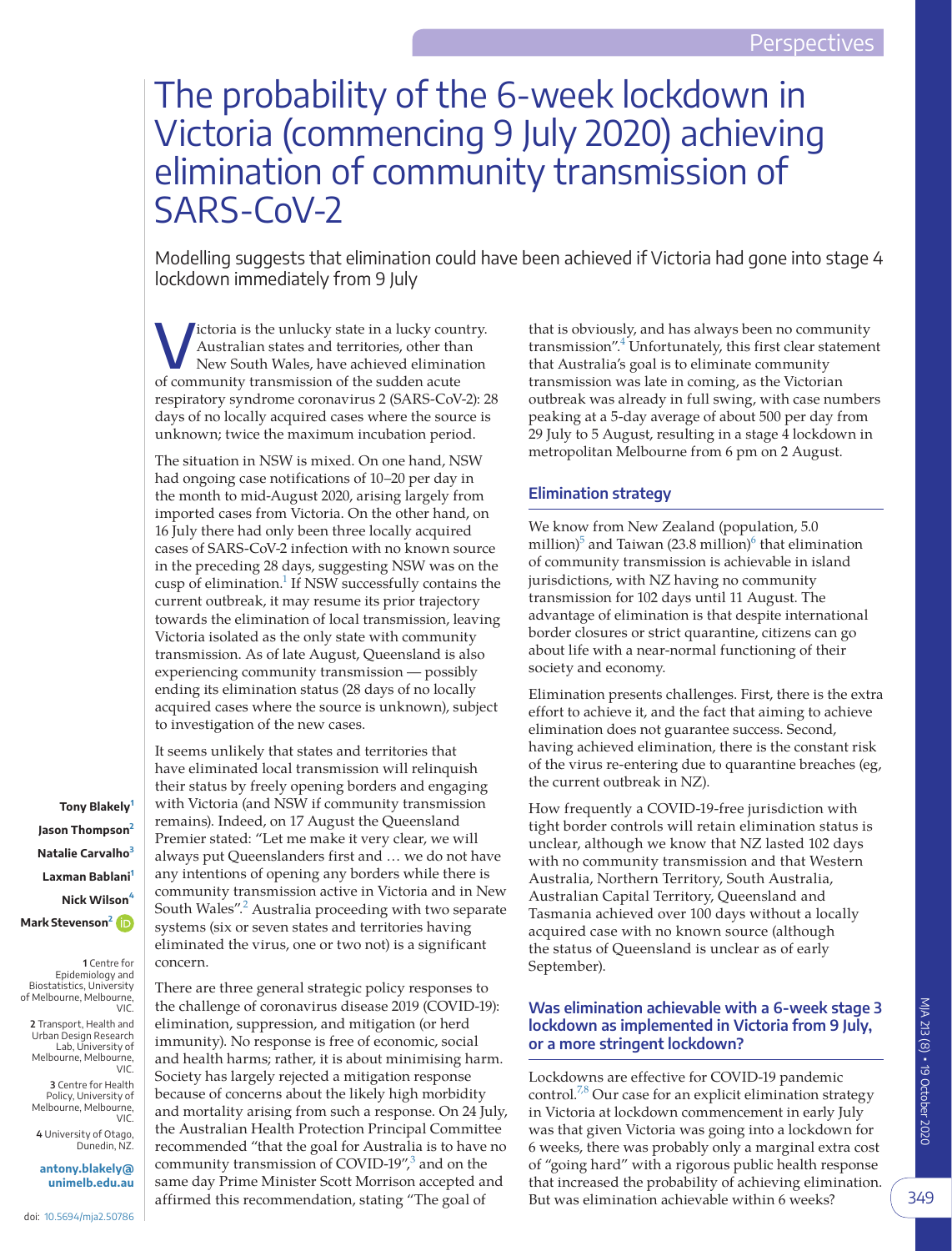# The probability of the 6-week lockdown in Victoria (commencing 9 July 2020) achieving elimination of community transmission of SARS-CoV-2

Modelling suggests that elimination could have been achieved if Victoria had gone into stage 4 lockdown immediately from 9 July

Tony Blakely[1]
Jason Thompson[2]
Natalie Carvalho[3]
Laxman Bablani[1]
Nick Wilson[4]
Mark Stevenson[2]

1 Centre for Epidemiology and Biostatistics, University of Melbourne, Melbourne, VIC.
2 Transport, Health and Urban Design Research Lab, University of Melbourne, Melbourne, VIC.
3 Centre for Health Policy, University of Melbourne, Melbourne, VIC.
4 University of Otago, Dunedin, NZ.

antony.blakely@unimelb.edu.au

doi: 10.5694/mja2.50786

Victoria is the unlucky state in a lucky country. Australian states and territories, other than New South Wales, have achieved elimination of community transmission of the sudden acute respiratory syndrome coronavirus 2 (SARS-CoV-2): 28 days of no locally acquired cases where the source is unknown; twice the maximum incubation period.

The situation in NSW is mixed. On one hand, NSW had ongoing case notifications of 10–20 per day in the month to mid-August 2020, arising largely from imported cases from Victoria. On the other hand, on 16 July there had only been three locally acquired cases of SARS-CoV-2 infection with no known source in the preceding 28 days, suggesting NSW was on the cusp of elimination.[1] If NSW successfully contains the current outbreak, it may resume its prior trajectory towards the elimination of local transmission, leaving Victoria isolated as the only state with community transmission. As of late August, Queensland is also experiencing community transmission — possibly ending its elimination status (28 days of no locally acquired cases where the source is unknown), subject to investigation of the new cases.

It seems unlikely that states and territories that have eliminated local transmission will relinquish their status by freely opening borders and engaging with Victoria (and NSW if community transmission remains). Indeed, on 17 August the Queensland Premier stated: "Let me make it very clear, we will always put Queenslanders first and … we do not have any intentions of opening any borders while there is community transmission active in Victoria and in New South Wales".[2] Australia proceeding with two separate systems (six or seven states and territories having eliminated the virus, one or two not) is a significant concern.

There are three general strategic policy responses to the challenge of coronavirus disease 2019 (COVID-19): elimination, suppression, and mitigation (or herd immunity). No response is free of economic, social and health harms; rather, it is about minimising harm. Society has largely rejected a mitigation response because of concerns about the likely high morbidity and mortality arising from such a response. On 24 July, the Australian Health Protection Principal Committee recommended "that the goal for Australia is to have no community transmission of COVID-19",[3] and on the same day Prime Minister Scott Morrison accepted and affirmed this recommendation, stating "The goal of that is obviously, and has always been no community transmission".[4] Unfortunately, this first clear statement that Australia's goal is to eliminate community transmission was late in coming, as the Victorian outbreak was already in full swing, with case numbers peaking at a 5-day average of about 500 per day from 29 July to 5 August, resulting in a stage 4 lockdown in metropolitan Melbourne from 6 pm on 2 August.

## Elimination strategy

We know from New Zealand (population, 5.0 million)[5] and Taiwan (23.8 million)[6] that elimination of community transmission is achievable in island jurisdictions, with NZ having no community transmission for 102 days until 11 August. The advantage of elimination is that despite international border closures or strict quarantine, citizens can go about life with a near-normal functioning of their society and economy.

Elimination presents challenges. First, there is the extra effort to achieve it, and the fact that aiming to achieve elimination does not guarantee success. Second, having achieved elimination, there is the constant risk of the virus re-entering due to quarantine breaches (eg, the current outbreak in NZ).

How frequently a COVID-19-free jurisdiction with tight border controls will retain elimination status is unclear, although we know that NZ lasted 102 days with no community transmission and that Western Australia, Northern Territory, South Australia, Australian Capital Territory, Queensland and Tasmania achieved over 100 days without a locally acquired case with no known source (although the status of Queensland is unclear as of early September).

## Was elimination achievable with a 6-week stage 3 lockdown as implemented in Victoria from 9 July, or a more stringent lockdown?

Lockdowns are effective for COVID-19 pandemic control.[7,8] Our case for an explicit elimination strategy in Victoria at lockdown commencement in early July was that given Victoria was going into a lockdown for 6 weeks, there was probably only a marginal extra cost of "going hard" with a rigorous public health response that increased the probability of achieving elimination. But was elimination achievable within 6 weeks?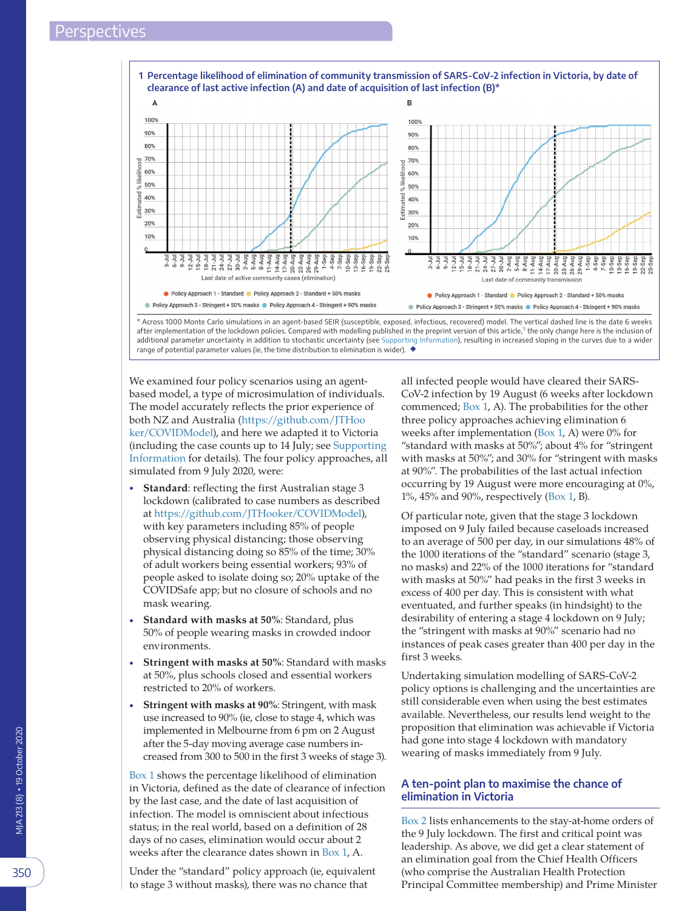**1 Percentage likelihood of elimination of community transmission of SARS-CoV-2 infection in Victoria, by date of clearance of last active infection (A) and date of acquisition of last infection (B)***

\* Across 1000 Monte Carlo simulations in an agent-based SEIR (susceptible, exposed, infectious, recovered) model. The vertical dashed line is the date 6 weeks after implementation of the lockdown policies. Compared with modelling published in the preprint version of this article,[9] the only change here is the inclusion of additional parameter uncertainty in addition to stochastic uncertainty (see Supporting Information), resulting in increased sloping in the curves due to a wider range of potential parameter values (ie, the time distribution to elimination is wider). ◆

We examined four policy scenarios using an agent-based model, a type of microsimulation of individuals. The model accurately reflects the prior experience of both NZ and Australia (https://github.com/JTHooker/COVIDModel), and here we adapted it to Victoria (including the case counts up to 14 July; see Supporting Information for details). The four policy approaches, all simulated from 9 July 2020, were:

- **Standard**: reflecting the first Australian stage 3 lockdown (calibrated to case numbers as described at https://github.com/JTHooker/COVIDModel), with key parameters including 85% of people observing physical distancing; those observing physical distancing doing so 85% of the time; 30% of adult workers being essential workers; 93% of people asked to isolate doing so; 20% uptake of the COVIDSafe app; but no closure of schools and no mask wearing.
- **Standard with masks at 50%**: Standard, plus 50% of people wearing masks in crowded indoor environments.
- **Stringent with masks at 50%**: Standard with masks at 50%, plus schools closed and essential workers restricted to 20% of workers.
- **Stringent with masks at 90%**: Stringent, with mask use increased to 90% (ie, close to stage 4, which was implemented in Melbourne from 6 pm on 2 August after the 5-day moving average case numbers increased from 300 to 500 in the first 3 weeks of stage 3).

Box 1 shows the percentage likelihood of elimination in Victoria, defined as the date of clearance of infection by the last case, and the date of last acquisition of infection. The model is omniscient about infectious status; in the real world, based on a definition of 28 days of no cases, elimination would occur about 2 weeks after the clearance dates shown in Box 1, A.

Under the "standard" policy approach (ie, equivalent to stage 3 without masks), there was no chance that all infected people would have cleared their SARS-CoV-2 infection by 19 August (6 weeks after lockdown commenced; Box 1, A). The probabilities for the other three policy approaches achieving elimination 6 weeks after implementation (Box 1, A) were 0% for "standard with masks at 50%"; about 4% for "stringent with masks at 50%"; and 30% for "stringent with masks at 90%". The probabilities of the last actual infection occurring by 19 August were more encouraging at 0%, 1%, 45% and 90%, respectively (Box 1, B).

Of particular note, given that the stage 3 lockdown imposed on 9 July failed because caseloads increased to an average of 500 per day, in our simulations 48% of the 1000 iterations of the "standard" scenario (stage 3, no masks) and 22% of the 1000 iterations for "standard with masks at 50%" had peaks in the first 3 weeks in excess of 400 per day. This is consistent with what eventuated, and further speaks (in hindsight) to the desirability of entering a stage 4 lockdown on 9 July; the "stringent with masks at 90%" scenario had no instances of peak cases greater than 400 per day in the first 3 weeks.

Undertaking simulation modelling of SARS-CoV-2 policy options is challenging and the uncertainties are still considerable even when using the best estimates available. Nevertheless, our results lend weight to the proposition that elimination was achievable if Victoria had gone into stage 4 lockdown with mandatory wearing of masks immediately from 9 July.

## A ten-point plan to maximise the chance of elimination in Victoria

Box 2 lists enhancements to the stay-at-home orders of the 9 July lockdown. The first and critical point was leadership. As above, we did get a clear statement of an elimination goal from the Chief Health Officers (who comprise the Australian Health Protection Principal Committee membership) and Prime Minister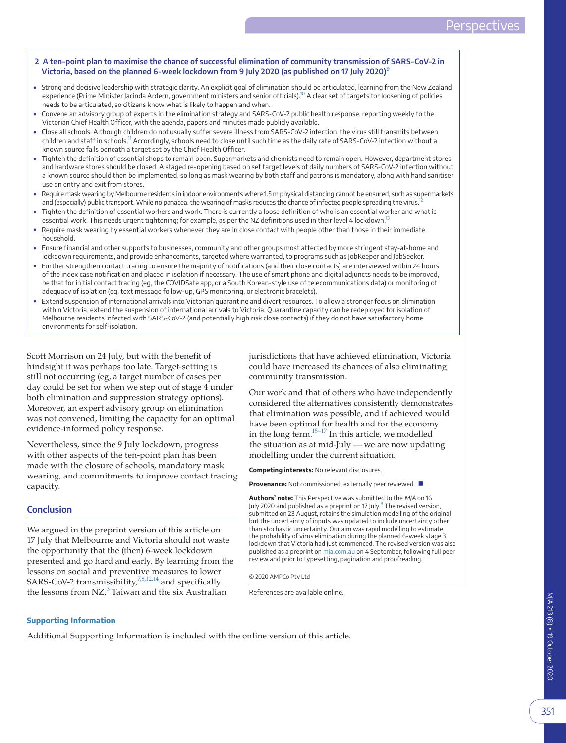**2 A ten-point plan to maximise the chance of successful elimination of community transmission of SARS-CoV-2 in Victoria, based on the planned 6-week lockdown from 9 July 2020 (as published on 17 July 2020)[9]**

- Strong and decisive leadership with strategic clarity. An explicit goal of elimination should be articulated, learning from the New Zealand experience (Prime Minister Jacinda Ardern, government ministers and senior officials).[10] A clear set of targets for loosening of policies needs to be articulated, so citizens know what is likely to happen and when.
- Convene an advisory group of experts in the elimination strategy and SARS-CoV-2 public health response, reporting weekly to the Victorian Chief Health Officer, with the agenda, papers and minutes made publicly available.
- Close all schools. Although children do not usually suffer severe illness from SARS-CoV-2 infection, the virus still transmits between children and staff in schools.[11] Accordingly, schools need to close until such time as the daily rate of SARS-CoV-2 infection without a known source falls beneath a target set by the Chief Health Officer.
- Tighten the definition of essential shops to remain open. Supermarkets and chemists need to remain open. However, department stores and hardware stores should be closed. A staged re-opening based on set target levels of daily numbers of SARS-CoV-2 infection without a known source should then be implemented, so long as mask wearing by both staff and patrons is mandatory, along with hand sanitiser use on entry and exit from stores.
- Require mask wearing by Melbourne residents in indoor environments where 1.5 m physical distancing cannot be ensured, such as supermarkets and (especially) public transport. While no panacea, the wearing of masks reduces the chance of infected people spreading the virus.[12]
- Tighten the definition of essential workers and work. There is currently a loose definition of who is an essential worker and what is essential work. This needs urgent tightening; for example, as per the NZ definitions used in their level 4 lockdown.[13]
- Require mask wearing by essential workers whenever they are in close contact with people other than those in their immediate household.
- Ensure financial and other supports to businesses, community and other groups most affected by more stringent stay-at-home and lockdown requirements, and provide enhancements, targeted where warranted, to programs such as JobKeeper and JobSeeker.
- Further strengthen contact tracing to ensure the majority of notifications (and their close contacts) are interviewed within 24 hours of the index case notification and placed in isolation if necessary. The use of smart phone and digital adjuncts needs to be improved, be that for initial contact tracing (eg, the COVIDSafe app, or a South Korean-style use of telecommunications data) or monitoring of adequacy of isolation (eg, text message follow-up, GPS monitoring, or electronic bracelets).
- Extend suspension of international arrivals into Victorian quarantine and divert resources. To allow a stronger focus on elimination within Victoria, extend the suspension of international arrivals to Victoria. Quarantine capacity can be redeployed for isolation of Melbourne residents infected with SARS-CoV-2 (and potentially high risk close contacts) if they do not have satisfactory home environments for self-isolation.

Scott Morrison on 24 July, but with the benefit of hindsight it was perhaps too late. Target-setting is still not occurring (eg, a target number of cases per day could be set for when we step out of stage 4 under both elimination and suppression strategy options). Moreover, an expert advisory group on elimination was not convened, limiting the capacity for an optimal evidence-informed policy response.

Nevertheless, since the 9 July lockdown, progress with other aspects of the ten-point plan has been made with the closure of schools, mandatory mask wearing, and commitments to improve contact tracing capacity.

## Conclusion

We argued in the preprint version of this article on 17 July that Melbourne and Victoria should not waste the opportunity that the (then) 6-week lockdown presented and go hard and early. By learning from the lessons on social and preventive measures to lower SARS-CoV-2 transmissibility,[7,8,12,14] and specifically the lessons from NZ,[3] Taiwan and the six Australian jurisdictions that have achieved elimination, Victoria could have increased its chances of also eliminating community transmission.

Our work and that of others who have independently considered the alternatives consistently demonstrates that elimination was possible, and if achieved would have been optimal for health and for the economy in the long term.[15–17] In this article, we modelled the situation as at mid-July — we are now updating modelling under the current situation.

**Competing interests:** No relevant disclosures.

**Provenance:** Not commissioned; externally peer reviewed. ■

**Authors' note:** This Perspective was submitted to the *MJA* on 16 July 2020 and published as a preprint on 17 July.[9] The revised version, submitted on 23 August, retains the simulation modelling of the original but the uncertainty of inputs was updated to include uncertainty other than stochastic uncertainty. Our aim was rapid modelling to estimate the probability of virus elimination during the planned 6-week stage 3 lockdown that Victoria had just commenced. The revised version was also published as a preprint on mja.com.au on 4 September, following full peer review and prior to typesetting, pagination and proofreading.

© 2020 AMPCo Pty Ltd

References are available online.

#### Supporting Information

Additional Supporting Information is included with the online version of this article.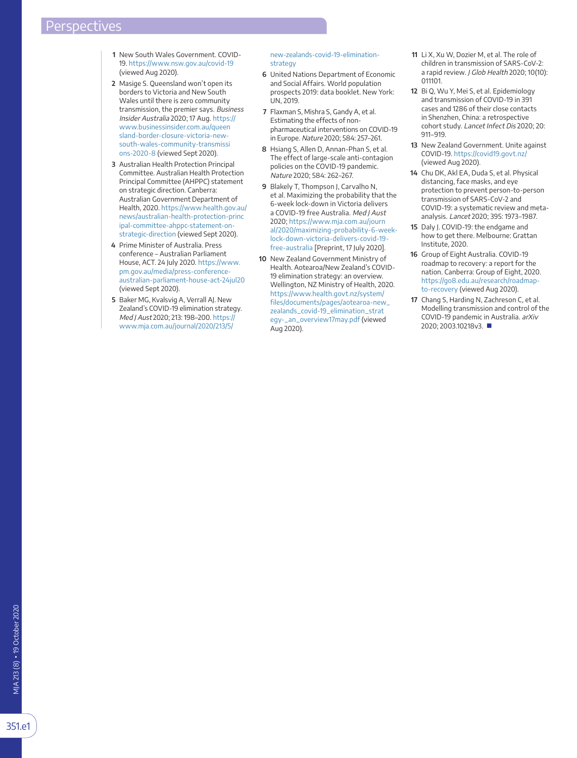1 New South Wales Government. COVID-19. https://www.nsw.gov.au/covid-19 (viewed Aug 2020).

2 Masige S. Queensland won't open its borders to Victoria and New South Wales until there is zero community transmission, the premier says. *Business Insider Australia* 2020; 17 Aug. https://www.businessinsider.com.au/queensland-border-closure-victoria-new-south-wales-community-transmissions-2020-8 (viewed Sept 2020).

3 Australian Health Protection Principal Committee. Australian Health Protection Principal Committee (AHPPC) statement on strategic direction. Canberra: Australian Government Department of Health, 2020. https://www.health.gov.au/news/australian-health-protection-principal-committee-ahppc-statement-on-strategic-direction (viewed Sept 2020).

4 Prime Minister of Australia. Press conference – Australian Parliament House, ACT. 24 July 2020. https://www.pm.gov.au/media/press-conference-australian-parliament-house-act-24jul20 (viewed Sept 2020).

5 Baker MG, Kvalsvig A, Verrall AJ. New Zealand's COVID-19 elimination strategy. *Med J Aust* 2020; 213: 198–200. https://www.mja.com.au/journal/2020/213/5/new-zealands-covid-19-elimination-strategy

6 United Nations Department of Economic and Social Affairs. World population prospects 2019: data booklet. New York: UN, 2019.

7 Flaxman S, Mishra S, Gandy A, et al. Estimating the effects of non-pharmaceutical interventions on COVID-19 in Europe. *Nature* 2020; 584: 257–261.

8 Hsiang S, Allen D, Annan-Phan S, et al. The effect of large-scale anti-contagion policies on the COVID-19 pandemic. *Nature* 2020; 584: 262–267.

9 Blakely T, Thompson J, Carvalho N, et al. Maximizing the probability that the 6-week lock-down in Victoria delivers a COVID-19 free Australia. *Med J Aust* 2020; https://www.mja.com.au/journal/2020/maximizing-probability-6-week-lock-down-victoria-delivers-covid-19-free-australia [Preprint, 17 July 2020].

10 New Zealand Government Ministry of Health. Aotearoa/New Zealand's COVID-19 elimination strategy: an overview. Wellington, NZ Ministry of Health, 2020. https://www.health.govt.nz/system/files/documents/pages/aotearoa-new_zealands_covid-19_elimination_strategy-_an_overview17may.pdf (viewed Aug 2020).

11 Li X, Xu W, Dozier M, et al. The role of children in transmission of SARS-CoV-2: a rapid review. *J Glob Health* 2020; 10(10): 011101.

12 Bi Q, Wu Y, Mei S, et al. Epidemiology and transmission of COVID-19 in 391 cases and 1286 of their close contacts in Shenzhen, China: a retrospective cohort study. *Lancet Infect Dis* 2020; 20: 911–919.

13 New Zealand Government. Unite against COVID-19. https://covid19.govt.nz/ (viewed Aug 2020).

14 Chu DK, Akl EA, Duda S, et al. Physical distancing, face masks, and eye protection to prevent person-to-person transmission of SARS-CoV-2 and COVID-19: a systematic review and meta-analysis. *Lancet* 2020; 395: 1973–1987.

15 Daly J. COVID-19: the endgame and how to get there. Melbourne: Grattan Institute, 2020.

16 Group of Eight Australia. COVID-19 roadmap to recovery: a report for the nation. Canberra: Group of Eight, 2020. https://go8.edu.au/research/roadmap-to-recovery (viewed Aug 2020).

17 Chang S, Harding N, Zachreson C, et al. Modelling transmission and control of the COVID-19 pandemic in Australia. *arXiv* 2020; 2003.10218v3. ■